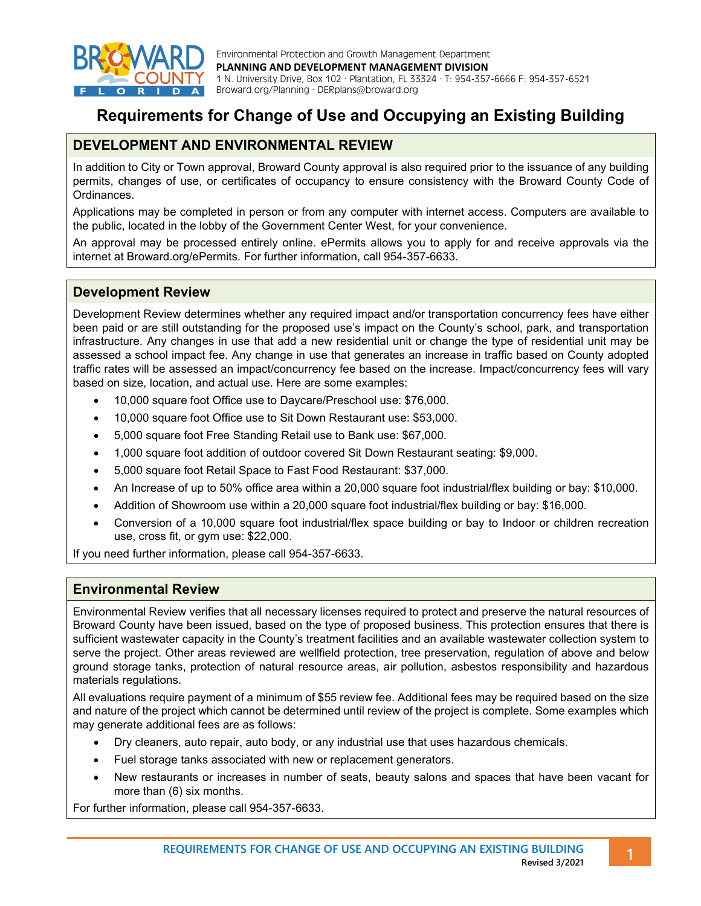Environmental Protection and Growth Management Department
**PLANNING AND DEVELOPMENT MANAGEMENT DIVISION**
1 N. University Drive, Box 102 · Plantation, FL 33324 · T: 954-357-6666 F: 954-357-6521
Broward.org/Planning · DERplans@broward.org

# Requirements for Change of Use and Occupying an Existing Building

## DEVELOPMENT AND ENVIRONMENTAL REVIEW

In addition to City or Town approval, Broward County approval is also required prior to the issuance of any building permits, changes of use, or certificates of occupancy to ensure consistency with the Broward County Code of Ordinances.

Applications may be completed in person or from any computer with internet access. Computers are available to the public, located in the lobby of the Government Center West, for your convenience.

An approval may be processed entirely online. ePermits allows you to apply for and receive approvals via the internet at Broward.org/ePermits. For further information, call 954-357-6633.

## Development Review

Development Review determines whether any required impact and/or transportation concurrency fees have either been paid or are still outstanding for the proposed use's impact on the County's school, park, and transportation infrastructure. Any changes in use that add a new residential unit or change the type of residential unit may be assessed a school impact fee. Any change in use that generates an increase in traffic based on County adopted traffic rates will be assessed an impact/concurrency fee based on the increase. Impact/concurrency fees will vary based on size, location, and actual use. Here are some examples:

- 10,000 square foot Office use to Daycare/Preschool use: $76,000.
- 10,000 square foot Office use to Sit Down Restaurant use: $53,000.
- 5,000 square foot Free Standing Retail use to Bank use: $67,000.
- 1,000 square foot addition of outdoor covered Sit Down Restaurant seating: $9,000.
- 5,000 square foot Retail Space to Fast Food Restaurant: $37,000.
- An Increase of up to 50% office area within a 20,000 square foot industrial/flex building or bay: $10,000.
- Addition of Showroom use within a 20,000 square foot industrial/flex building or bay: $16,000.
- Conversion of a 10,000 square foot industrial/flex space building or bay to Indoor or children recreation use, cross fit, or gym use: $22,000.

If you need further information, please call 954-357-6633.

## Environmental Review

Environmental Review verifies that all necessary licenses required to protect and preserve the natural resources of Broward County have been issued, based on the type of proposed business. This protection ensures that there is sufficient wastewater capacity in the County's treatment facilities and an available wastewater collection system to serve the project. Other areas reviewed are wellfield protection, tree preservation, regulation of above and below ground storage tanks, protection of natural resource areas, air pollution, asbestos responsibility and hazardous materials regulations.

All evaluations require payment of a minimum of $55 review fee. Additional fees may be required based on the size and nature of the project which cannot be determined until review of the project is complete. Some examples which may generate additional fees are as follows:

- Dry cleaners, auto repair, auto body, or any industrial use that uses hazardous chemicals.
- Fuel storage tanks associated with new or replacement generators.
- New restaurants or increases in number of seats, beauty salons and spaces that have been vacant for more than (6) six months.

For further information, please call 954-357-6633.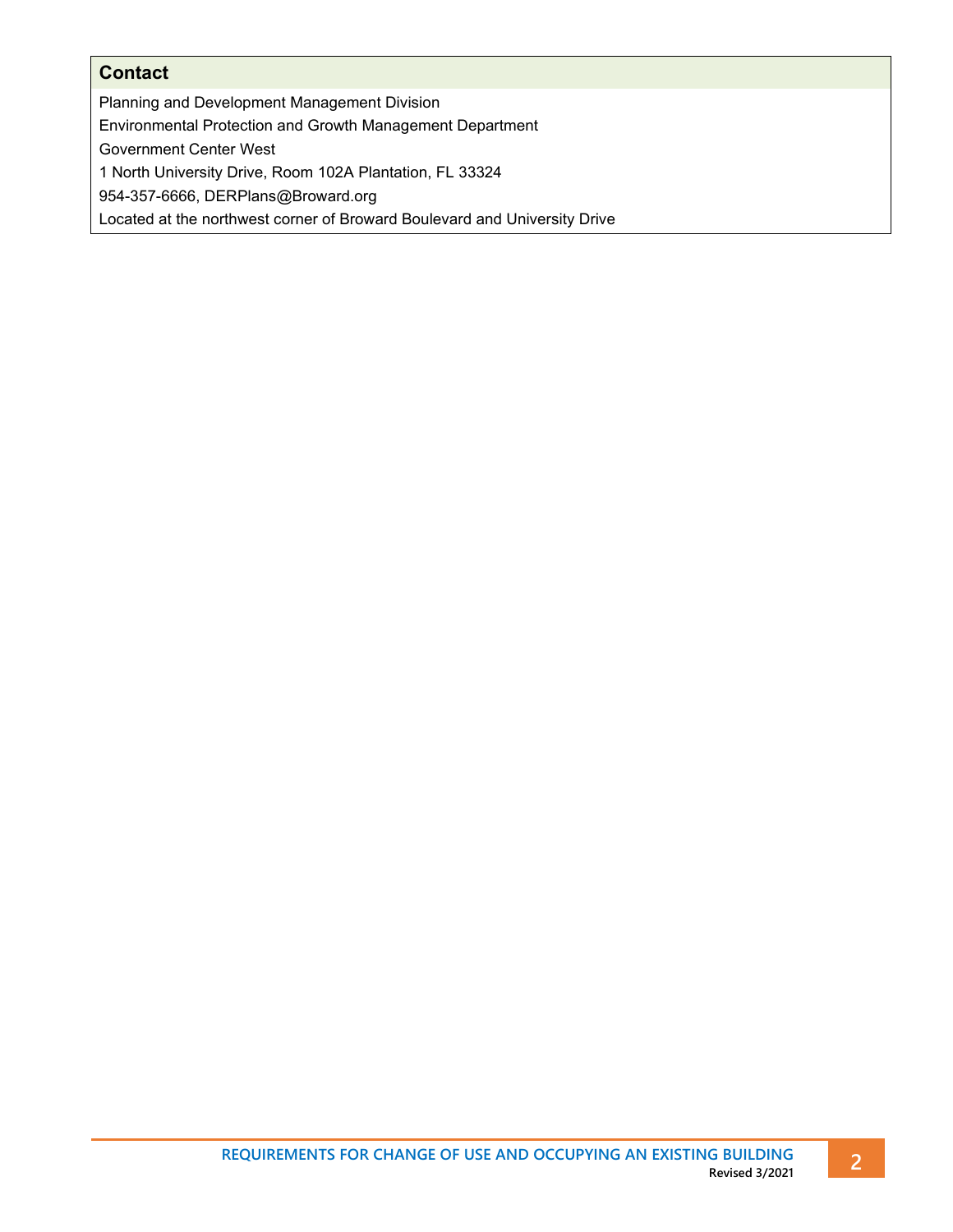## Contact

Planning and Development Management Division
Environmental Protection and Growth Management Department
Government Center West
1 North University Drive, Room 102A Plantation, FL 33324
954-357-6666, DERPlans@Broward.org
Located at the northwest corner of Broward Boulevard and University Drive